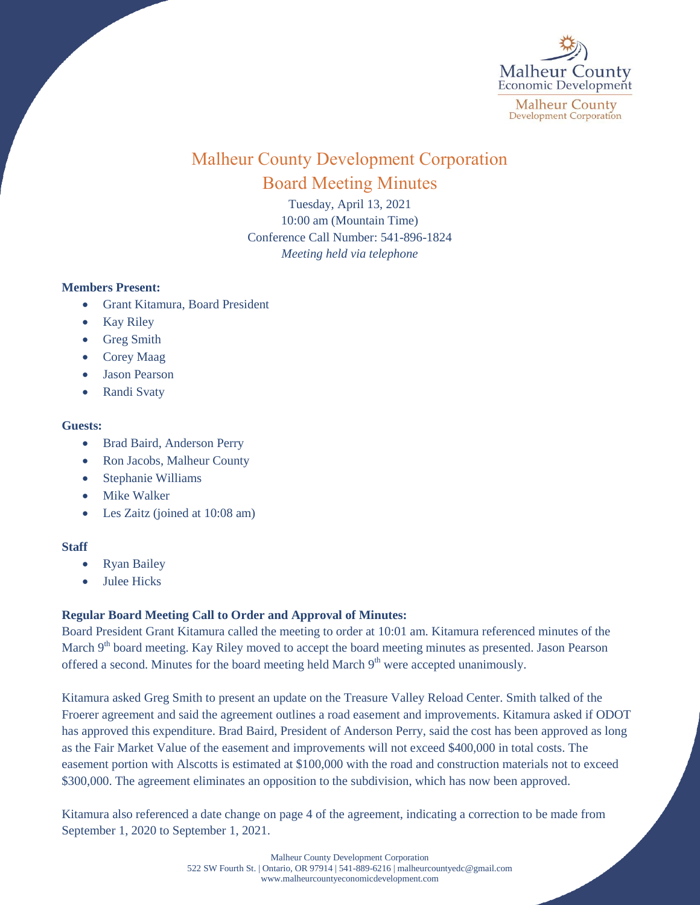# Malheur County Development Corporation

## Board Meeting Minutes

Tuesday, April 13, 2021
10:00 am (Mountain Time)
Conference Call Number: 541-896-1824
*Meeting held via telephone*

**Members Present:**

- Grant Kitamura, Board President
- Kay Riley
- Greg Smith
- Corey Maag
- Jason Pearson
- Randi Svaty

**Guests:**

- Brad Baird, Anderson Perry
- Ron Jacobs, Malheur County
- Stephanie Williams
- Mike Walker
- Les Zaitz (joined at 10:08 am)

**Staff**

- Ryan Bailey
- Julee Hicks

**Regular Board Meeting Call to Order and Approval of Minutes:**

Board President Grant Kitamura called the meeting to order at 10:01 am. Kitamura referenced minutes of the March 9th board meeting. Kay Riley moved to accept the board meeting minutes as presented. Jason Pearson offered a second. Minutes for the board meeting held March 9th were accepted unanimously.

Kitamura asked Greg Smith to present an update on the Treasure Valley Reload Center. Smith talked of the Froerer agreement and said the agreement outlines a road easement and improvements. Kitamura asked if ODOT has approved this expenditure. Brad Baird, President of Anderson Perry, said the cost has been approved as long as the Fair Market Value of the easement and improvements will not exceed $400,000 in total costs. The easement portion with Alscotts is estimated at $100,000 with the road and construction materials not to exceed $300,000. The agreement eliminates an opposition to the subdivision, which has now been approved.

Kitamura also referenced a date change on page 4 of the agreement, indicating a correction to be made from September 1, 2020 to September 1, 2021.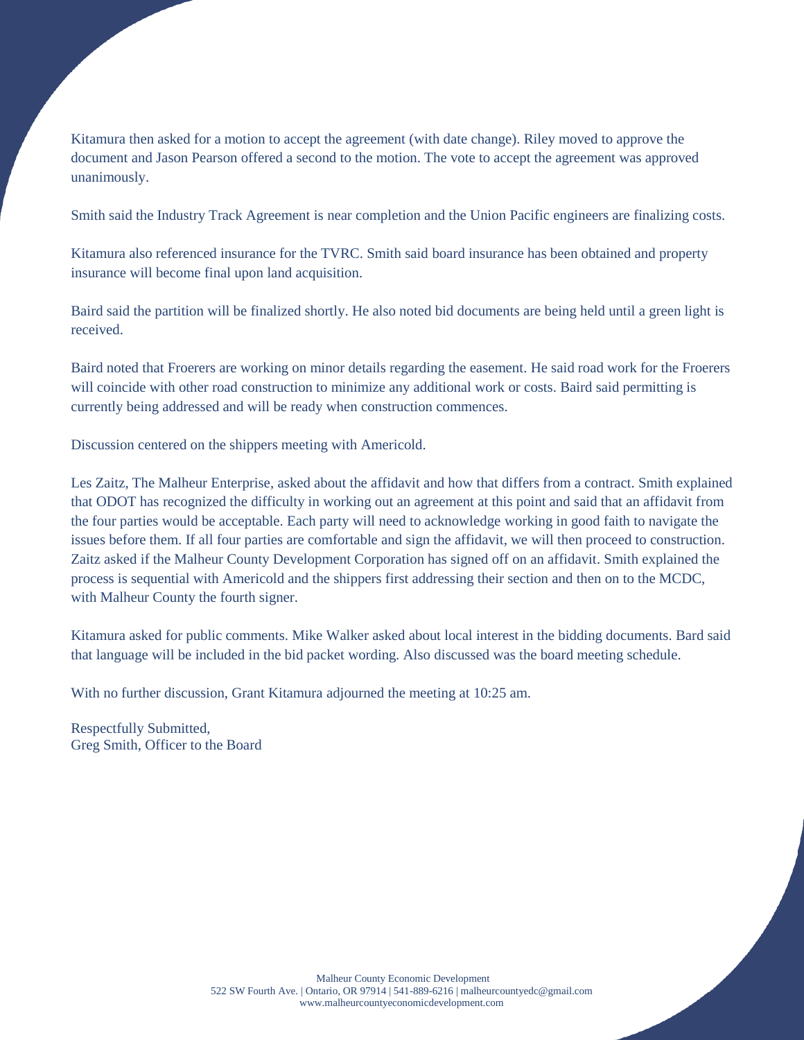Kitamura then asked for a motion to accept the agreement (with date change). Riley moved to approve the document and Jason Pearson offered a second to the motion. The vote to accept the agreement was approved unanimously.

Smith said the Industry Track Agreement is near completion and the Union Pacific engineers are finalizing costs.

Kitamura also referenced insurance for the TVRC. Smith said board insurance has been obtained and property insurance will become final upon land acquisition.

Baird said the partition will be finalized shortly. He also noted bid documents are being held until a green light is received.

Baird noted that Froerers are working on minor details regarding the easement. He said road work for the Froerers will coincide with other road construction to minimize any additional work or costs. Baird said permitting is currently being addressed and will be ready when construction commences.

Discussion centered on the shippers meeting with Americold.

Les Zaitz, The Malheur Enterprise, asked about the affidavit and how that differs from a contract. Smith explained that ODOT has recognized the difficulty in working out an agreement at this point and said that an affidavit from the four parties would be acceptable. Each party will need to acknowledge working in good faith to navigate the issues before them. If all four parties are comfortable and sign the affidavit, we will then proceed to construction. Zaitz asked if the Malheur County Development Corporation has signed off on an affidavit. Smith explained the process is sequential with Americold and the shippers first addressing their section and then on to the MCDC, with Malheur County the fourth signer.

Kitamura asked for public comments. Mike Walker asked about local interest in the bidding documents. Bard said that language will be included in the bid packet wording. Also discussed was the board meeting schedule.

With no further discussion, Grant Kitamura adjourned the meeting at 10:25 am.

Respectfully Submitted,
Greg Smith, Officer to the Board